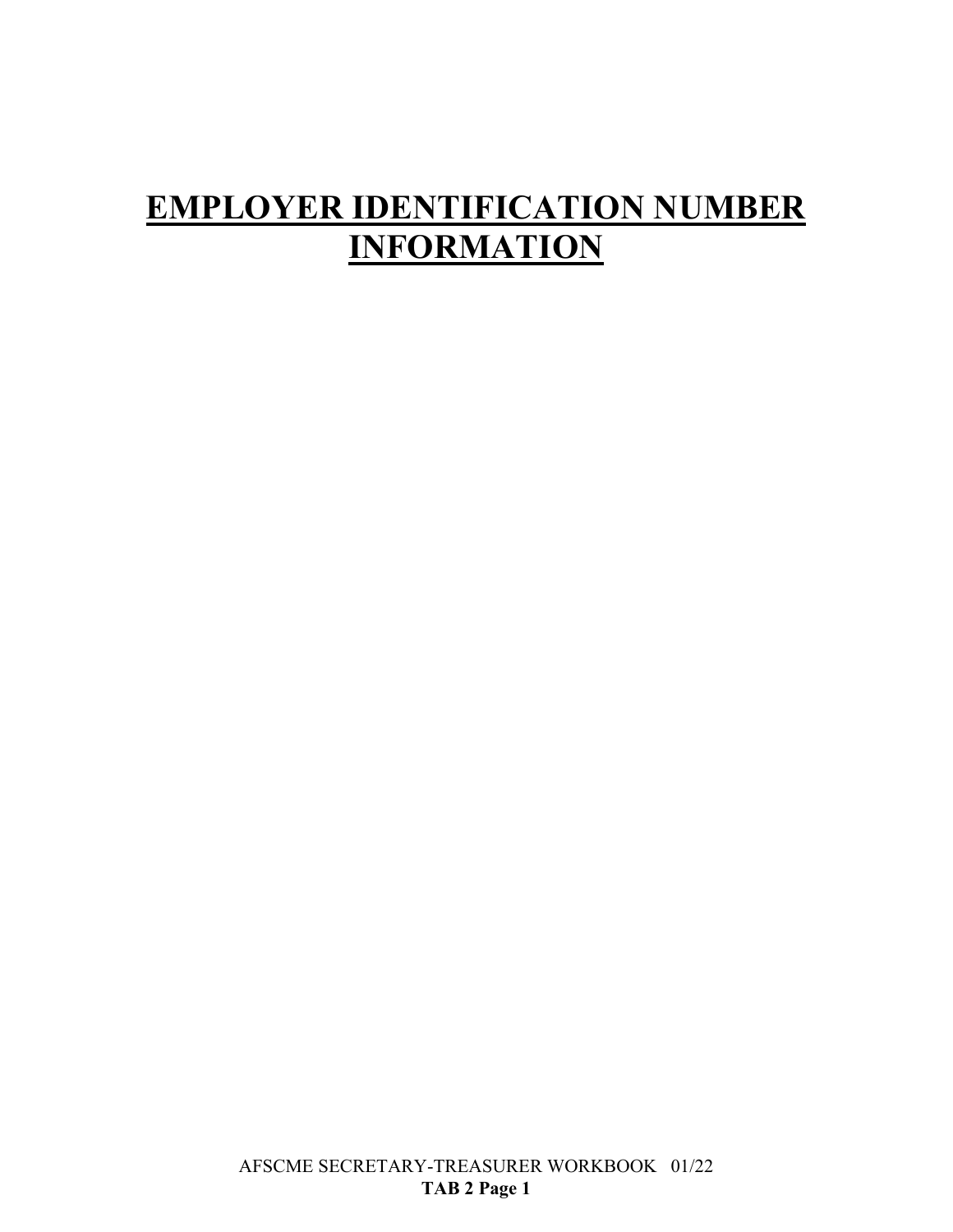# EMPLOYER IDENTIFICATION NUMBER INFORMATION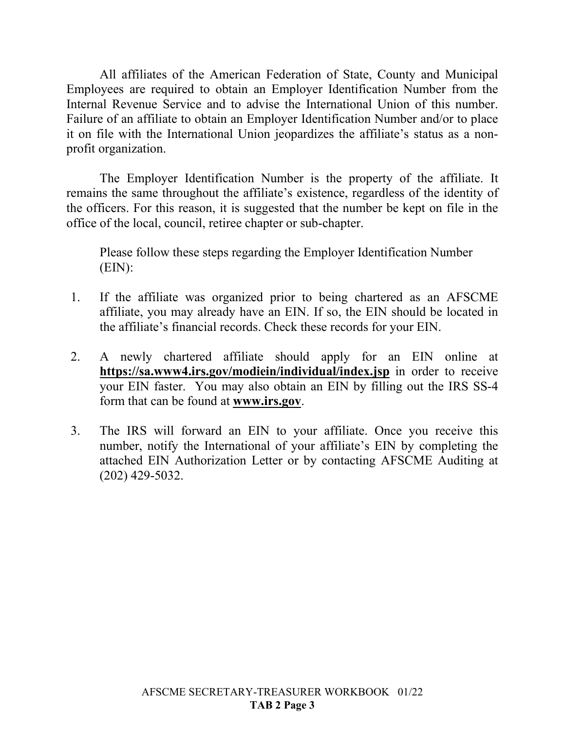All affiliates of the American Federation of State, County and Municipal Employees are required to obtain an Employer Identification Number from the Internal Revenue Service and to advise the International Union of this number. Failure of an affiliate to obtain an Employer Identification Number and/or to place it on file with the International Union jeopardizes the affiliate's status as a non-profit organization.

The Employer Identification Number is the property of the affiliate. It remains the same throughout the affiliate's existence, regardless of the identity of the officers. For this reason, it is suggested that the number be kept on file in the office of the local, council, retiree chapter or sub-chapter.

Please follow these steps regarding the Employer Identification Number (EIN):

1. If the affiliate was organized prior to being chartered as an AFSCME affiliate, you may already have an EIN. If so, the EIN should be located in the affiliate's financial records. Check these records for your EIN.

2. A newly chartered affiliate should apply for an EIN online at **https://sa.www4.irs.gov/modiein/individual/index.jsp** in order to receive your EIN faster. You may also obtain an EIN by filling out the IRS SS-4 form that can be found at **www.irs.gov**.

3. The IRS will forward an EIN to your affiliate. Once you receive this number, notify the International of your affiliate's EIN by completing the attached EIN Authorization Letter or by contacting AFSCME Auditing at (202) 429-5032.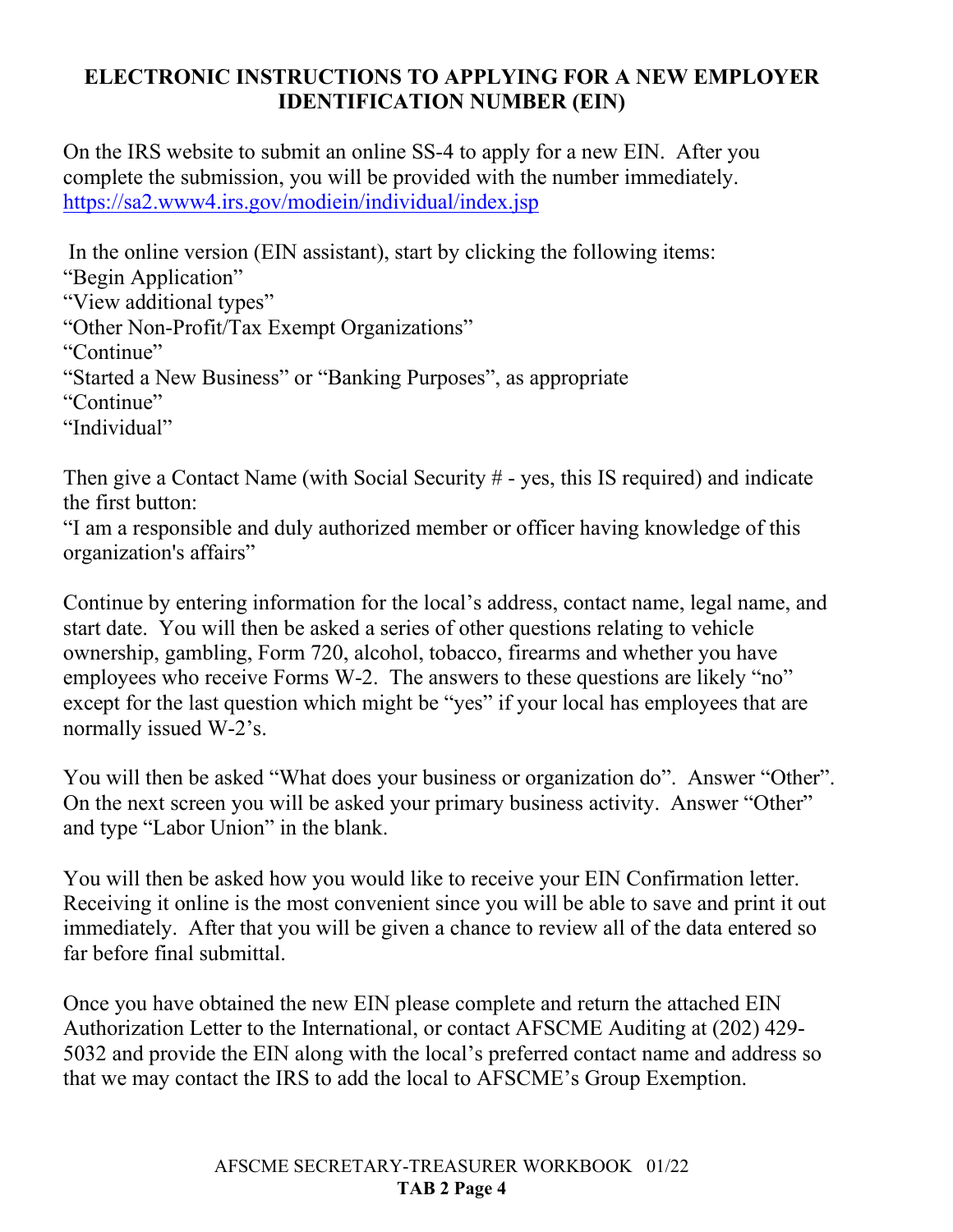# ELECTRONIC INSTRUCTIONS TO APPLYING FOR A NEW EMPLOYER IDENTIFICATION NUMBER (EIN)

On the IRS website to submit an online SS-4 to apply for a new EIN. After you complete the submission, you will be provided with the number immediately. https://sa2.www4.irs.gov/modiein/individual/index.jsp

In the online version (EIN assistant), start by clicking the following items:
"Begin Application"
"View additional types"
"Other Non-Profit/Tax Exempt Organizations"
"Continue"
"Started a New Business" or "Banking Purposes", as appropriate
"Continue"
"Individual"

Then give a Contact Name (with Social Security # - yes, this IS required) and indicate the first button:
"I am a responsible and duly authorized member or officer having knowledge of this organization's affairs"

Continue by entering information for the local's address, contact name, legal name, and start date. You will then be asked a series of other questions relating to vehicle ownership, gambling, Form 720, alcohol, tobacco, firearms and whether you have employees who receive Forms W-2. The answers to these questions are likely "no" except for the last question which might be "yes" if your local has employees that are normally issued W-2's.

You will then be asked "What does your business or organization do". Answer "Other". On the next screen you will be asked your primary business activity. Answer "Other" and type "Labor Union" in the blank.

You will then be asked how you would like to receive your EIN Confirmation letter. Receiving it online is the most convenient since you will be able to save and print it out immediately. After that you will be given a chance to review all of the data entered so far before final submittal.

Once you have obtained the new EIN please complete and return the attached EIN Authorization Letter to the International, or contact AFSCME Auditing at (202) 429-5032 and provide the EIN along with the local's preferred contact name and address so that we may contact the IRS to add the local to AFSCME's Group Exemption.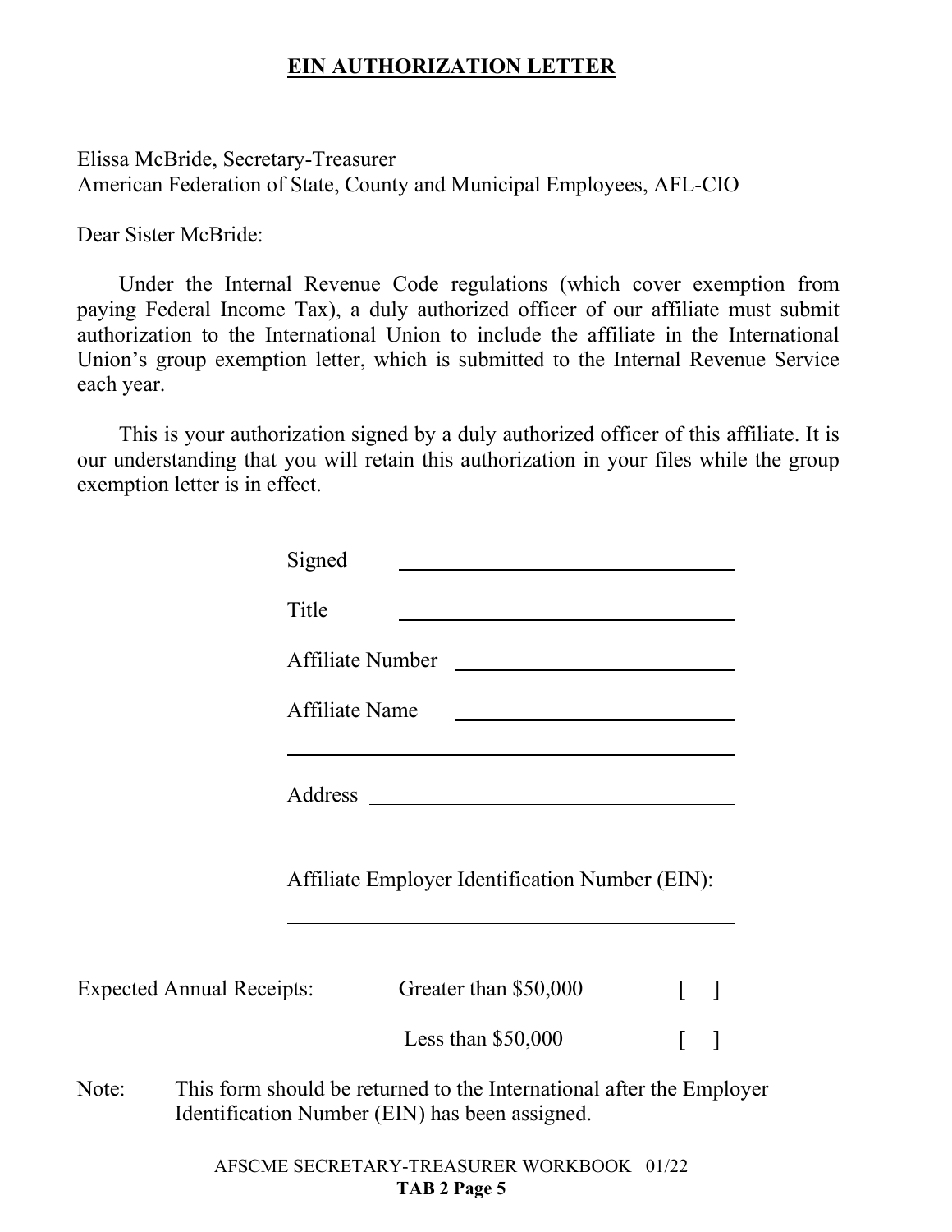# EIN AUTHORIZATION LETTER

Elissa McBride, Secretary-Treasurer
American Federation of State, County and Municipal Employees, AFL-CIO

Dear Sister McBride:

Under the Internal Revenue Code regulations (which cover exemption from paying Federal Income Tax), a duly authorized officer of our affiliate must submit authorization to the International Union to include the affiliate in the International Union's group exemption letter, which is submitted to the Internal Revenue Service each year.

This is your authorization signed by a duly authorized officer of this affiliate. It is our understanding that you will retain this authorization in your files while the group exemption letter is in effect.

Signed ______________________________

Title ______________________________

Affiliate Number ________________________

Affiliate Name ________________________

______________________________________

Address ______________________________

______________________________________

Affiliate Employer Identification Number (EIN):

______________________________________

Expected Annual Receipts: Greater than $50,000 [ ]

Less than $50,000 [ ]

Note: This form should be returned to the International after the Employer Identification Number (EIN) has been assigned.